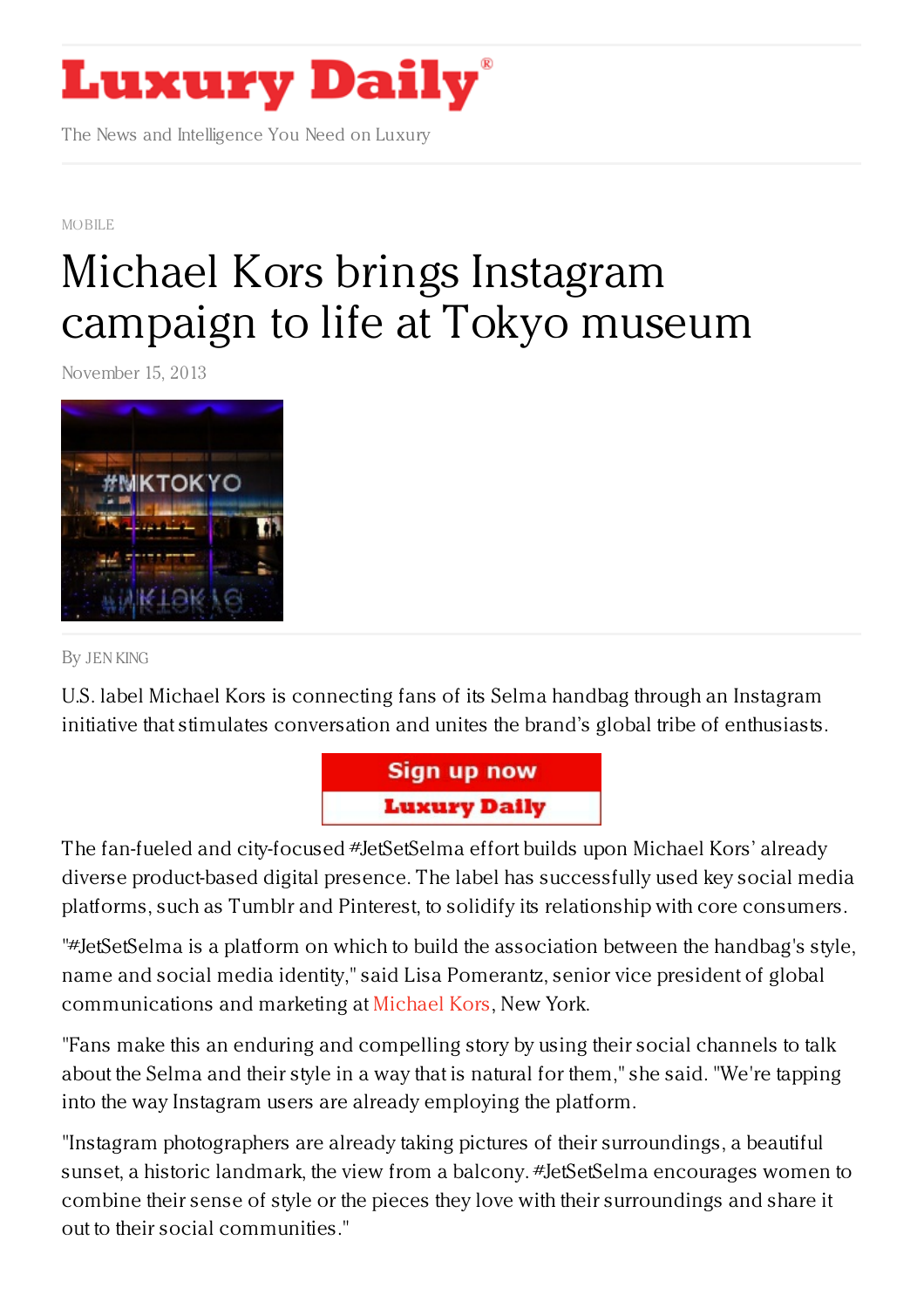# Luxury Daily

The News and Intelligence You Need on Luxury

MOBILE

# Michael Kors brings Instagram campaign to life at Tokyo museum

November 15, 2013

By JEN KING

U.S. label Michael Kors is connecting fans of its Selma handbag through an Instagram initiative that stimulates conversation and unites the brand's global tribe of enthusiasts.

The fan-fueled and city-focused #JetSetSelma effort builds upon Michael Kors' already diverse product-based digital presence. The label has successfully used key social media platforms, such as Tumblr and Pinterest, to solidify its relationship with core consumers.

"#JetSetSelma is a platform on which to build the association between the handbag's style, name and social media identity," said Lisa Pomerantz, senior vice president of global communications and marketing at Michael Kors, New York.

"Fans make this an enduring and compelling story by using their social channels to talk about the Selma and their style in a way that is natural for them," she said. "We're tapping into the way Instagram users are already employing the platform.

"Instagram photographers are already taking pictures of their surroundings, a beautiful sunset, a historic landmark, the view from a balcony. #JetSetSelma encourages women to combine their sense of style or the pieces they love with their surroundings and share it out to their social communities."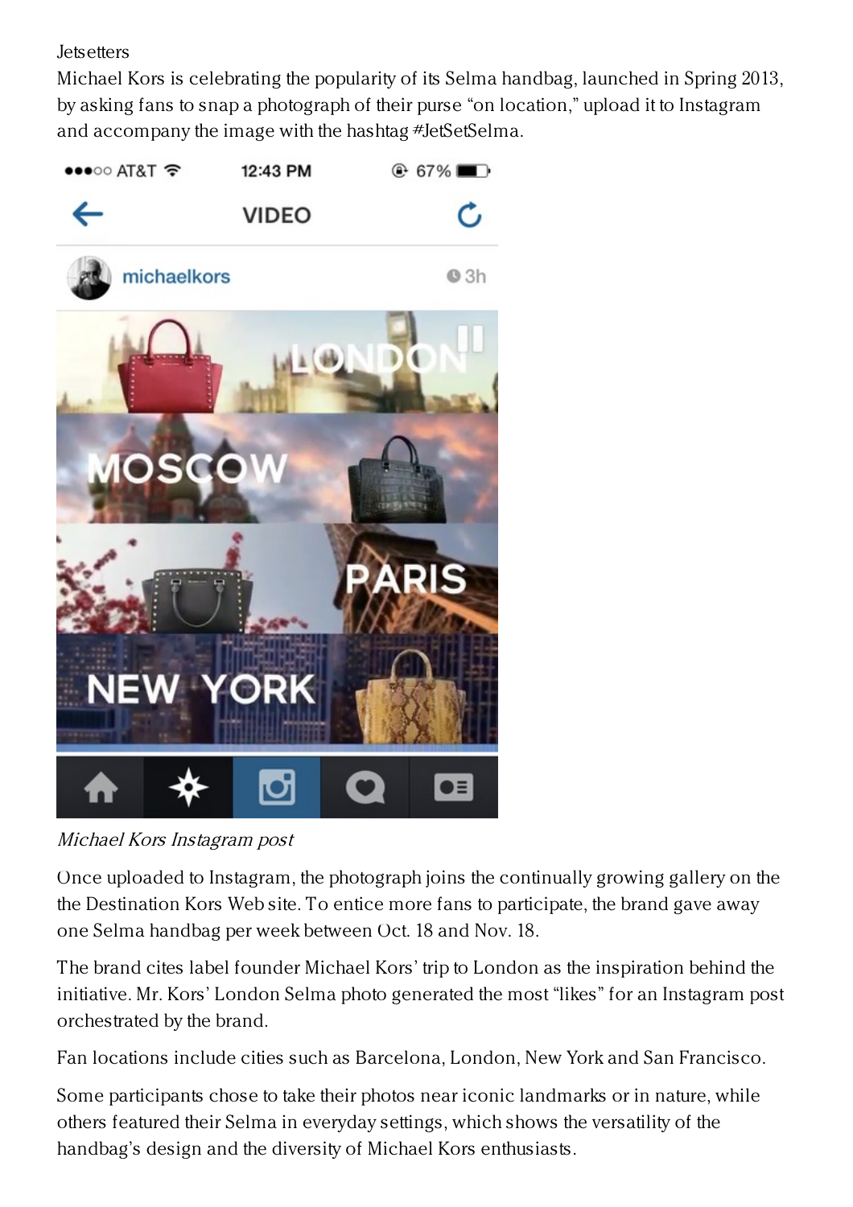Jetsetters

Michael Kors is celebrating the popularity of its Selma handbag, launched in Spring 2013, by asking fans to snap a photograph of their purse "on location," upload it to Instagram and accompany the image with the hashtag #JetSetSelma.

*Michael Kors Instagram post*

Once uploaded to Instagram, the photograph joins the continually growing gallery on the the Destination Kors Web site. To entice more fans to participate, the brand gave away one Selma handbag per week between Oct. 18 and Nov. 18.

The brand cites label founder Michael Kors' trip to London as the inspiration behind the initiative. Mr. Kors' London Selma photo generated the most "likes" for an Instagram post orchestrated by the brand.

Fan locations include cities such as Barcelona, London, New York and San Francisco.

Some participants chose to take their photos near iconic landmarks or in nature, while others featured their Selma in everyday settings, which shows the versatility of the handbag's design and the diversity of Michael Kors enthusiasts.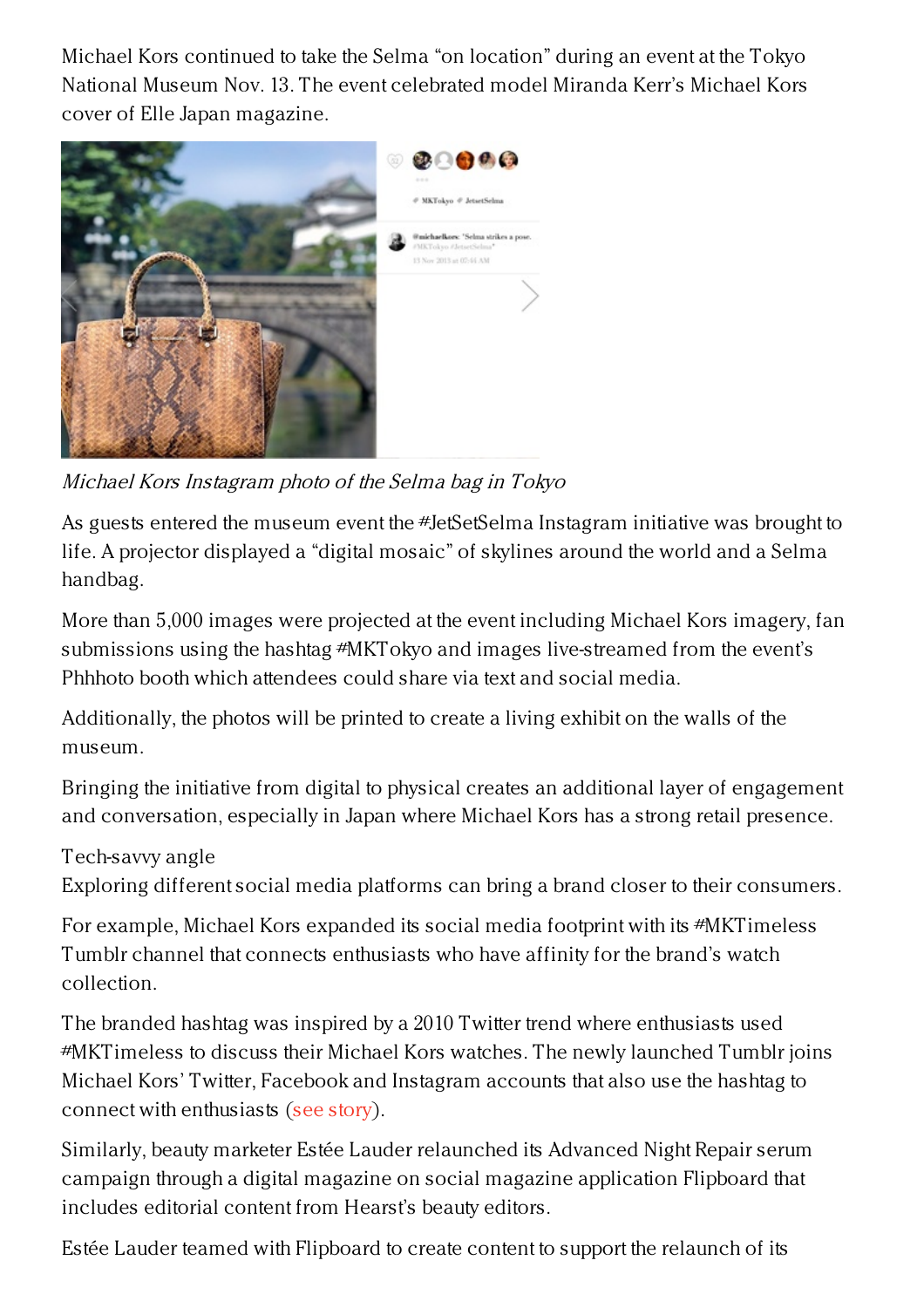Michael Kors continued to take the Selma "on location" during an event at the Tokyo National Museum Nov. 13. The event celebrated model Miranda Kerr's Michael Kors cover of Elle Japan magazine.

*Michael Kors Instagram photo of the Selma bag in Tokyo*

As guests entered the museum event the #JetSetSelma Instagram initiative was brought to life. A projector displayed a "digital mosaic" of skylines around the world and a Selma handbag.

More than 5,000 images were projected at the event including Michael Kors imagery, fan submissions using the hashtag #MKTokyo and images live-streamed from the event's Phhhoto booth which attendees could share via text and social media.

Additionally, the photos will be printed to create a living exhibit on the walls of the museum.

Bringing the initiative from digital to physical creates an additional layer of engagement and conversation, especially in Japan where Michael Kors has a strong retail presence.

Tech-savvy angle

Exploring different social media platforms can bring a brand closer to their consumers.

For example, Michael Kors expanded its social media footprint with its #MKTimeless Tumblr channel that connects enthusiasts who have affinity for the brand's watch collection.

The branded hashtag was inspired by a 2010 Twitter trend where enthusiasts used #MKTimeless to discuss their Michael Kors watches. The newly launched Tumblr joins Michael Kors' Twitter, Facebook and Instagram accounts that also use the hashtag to connect with enthusiasts (see story).

Similarly, beauty marketer Estée Lauder relaunched its Advanced Night Repair serum campaign through a digital magazine on social magazine application Flipboard that includes editorial content from Hearst's beauty editors.

Estée Lauder teamed with Flipboard to create content to support the relaunch of its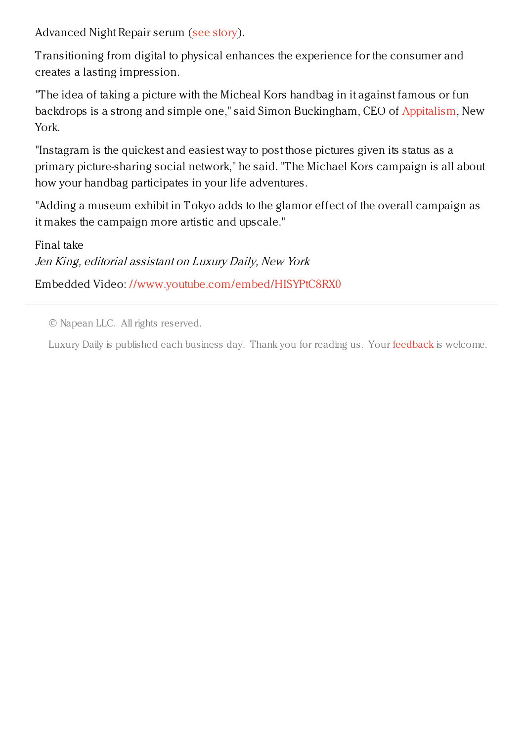Advanced Night Repair serum (see story).

Transitioning from digital to physical enhances the experience for the consumer and creates a lasting impression.

"The idea of taking a picture with the Micheal Kors handbag in it against famous or fun backdrops is a strong and simple one," said Simon Buckingham, CEO of Appitalism, New York.

"Instagram is the quickest and easiest way to post those pictures given its status as a primary picture-sharing social network," he said. "The Michael Kors campaign is all about how your handbag participates in your life adventures.

"Adding a museum exhibit in Tokyo adds to the glamor effect of the overall campaign as it makes the campaign more artistic and upscale."

Final take

*Jen King, editorial assistant on Luxury Daily, New York*

Embedded Video: //www.youtube.com/embed/HISYPtC8RX0

© Napean LLC. All rights reserved.

Luxury Daily is published each business day. Thank you for reading us. Your feedback is welcome.